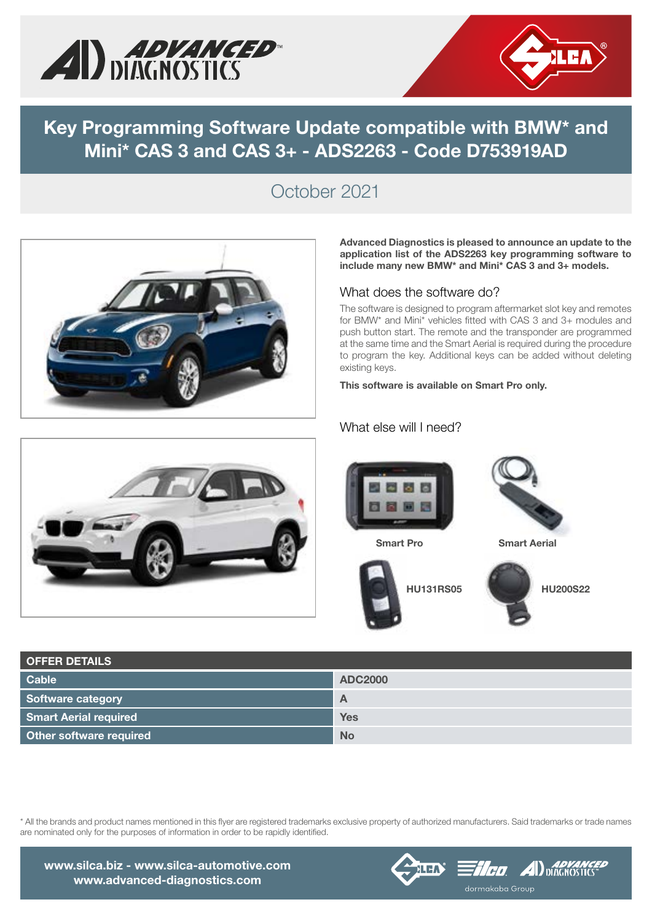# Key Programming Software Update compatible with BMW* and Mini* CAS 3 and CAS 3+ - ADS2263 - Code D753919AD

October 2021

**Advanced Diagnostics is pleased to announce an update to the application list of the ADS2263 key programming software to include many new BMW* and Mini* CAS 3 and 3+ models.**

## What does the software do?

The software is designed to program aftermarket slot key and remotes for BMW* and Mini* vehicles fitted with CAS 3 and 3+ modules and push button start. The remote and the transponder are programmed at the same time and the Smart Aerial is required during the procedure to program the key. Additional keys can be added without deleting existing keys.

**This software is available on Smart Pro only.**

## What else will I need?

**Smart Pro**

**Smart Aerial**

**HU131RS05**

**HU200S22**

| OFFER DETAILS | |
|---|---|
| **Cable** | **ADC2000** |
| **Software category** | **A** |
| **Smart Aerial required** | **Yes** |
| **Other software required** | **No** |

* All the brands and product names mentioned in this flyer are registered trademarks exclusive property of authorized manufacturers. Said trademarks or trade names are nominated only for the purposes of information in order to be rapidly identified.

**www.silca.biz - www.silca-automotive.com**
**www.advanced-diagnostics.com**

dormakaba Group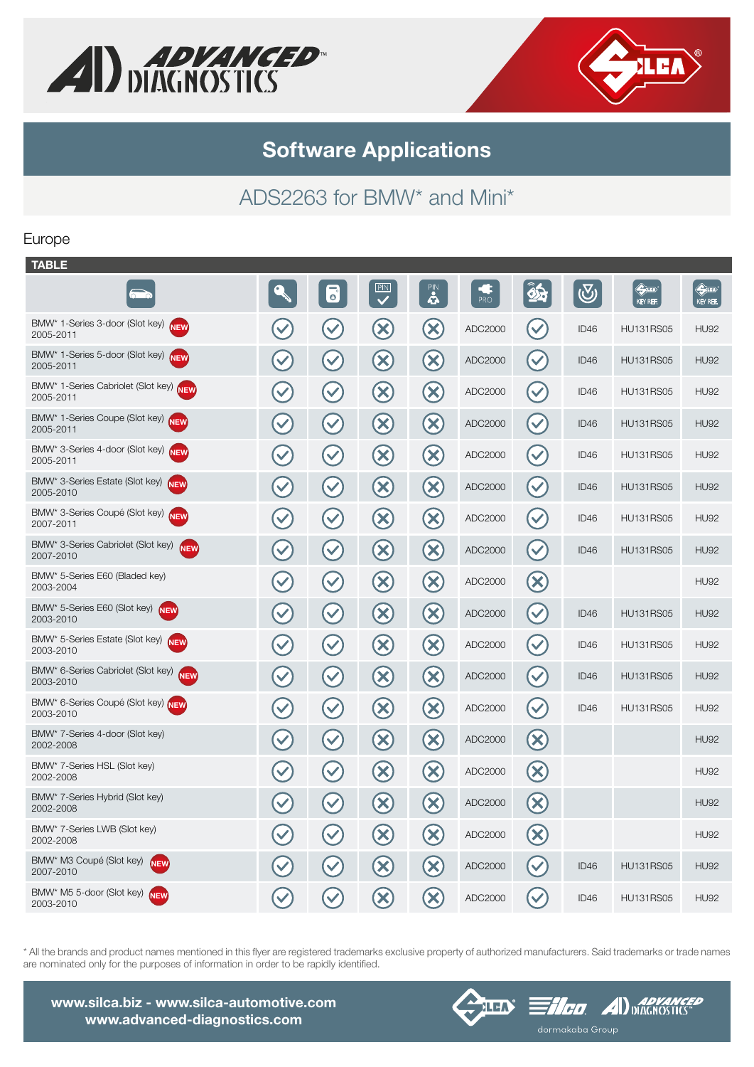## Software Applications

### ADS2263 for BMW* and Mini*

Europe

**TABLE**

| Vehicle | Key | Remote | PIN | PIN | PRO | | | Silca Key Ref. | Silca Key Ref. |
|---|---|---|---|---|---|---|---|---|---|
| BMW* 1-Series 3-door (Slot key) NEW 2005-2011 | ✓ | ✓ | ✗ | ✗ | ADC2000 | ✓ | ID46 | HU131RS05 | HU92 |
| BMW* 1-Series 5-door (Slot key) NEW 2005-2011 | ✓ | ✓ | ✗ | ✗ | ADC2000 | ✓ | ID46 | HU131RS05 | HU92 |
| BMW* 1-Series Cabriolet (Slot key) NEW 2005-2011 | ✓ | ✓ | ✗ | ✗ | ADC2000 | ✓ | ID46 | HU131RS05 | HU92 |
| BMW* 1-Series Coupe (Slot key) NEW 2005-2011 | ✓ | ✓ | ✗ | ✗ | ADC2000 | ✓ | ID46 | HU131RS05 | HU92 |
| BMW* 3-Series 4-door (Slot key) NEW 2005-2011 | ✓ | ✓ | ✗ | ✗ | ADC2000 | ✓ | ID46 | HU131RS05 | HU92 |
| BMW* 3-Series Estate (Slot key) NEW 2005-2010 | ✓ | ✓ | ✗ | ✗ | ADC2000 | ✓ | ID46 | HU131RS05 | HU92 |
| BMW* 3-Series Coupé (Slot key) NEW 2007-2011 | ✓ | ✓ | ✗ | ✗ | ADC2000 | ✓ | ID46 | HU131RS05 | HU92 |
| BMW* 3-Series Cabriolet (Slot key) NEW 2007-2010 | ✓ | ✓ | ✗ | ✗ | ADC2000 | ✓ | ID46 | HU131RS05 | HU92 |
| BMW* 5-Series E60 (Bladed key) 2003-2004 | ✓ | ✓ | ✗ | ✗ | ADC2000 | ✗ | | | HU92 |
| BMW* 5-Series E60 (Slot key) NEW 2003-2010 | ✓ | ✓ | ✗ | ✗ | ADC2000 | ✓ | ID46 | HU131RS05 | HU92 |
| BMW* 5-Series Estate (Slot key) NEW 2003-2010 | ✓ | ✓ | ✗ | ✗ | ADC2000 | ✓ | ID46 | HU131RS05 | HU92 |
| BMW* 6-Series Cabriolet (Slot key) NEW 2003-2010 | ✓ | ✓ | ✗ | ✗ | ADC2000 | ✓ | ID46 | HU131RS05 | HU92 |
| BMW* 6-Series Coupé (Slot key) NEW 2003-2010 | ✓ | ✓ | ✗ | ✗ | ADC2000 | ✓ | ID46 | HU131RS05 | HU92 |
| BMW* 7-Series 4-door (Slot key) 2002-2008 | ✓ | ✓ | ✗ | ✗ | ADC2000 | ✗ | | | HU92 |
| BMW* 7-Series HSL (Slot key) 2002-2008 | ✓ | ✓ | ✗ | ✗ | ADC2000 | ✗ | | | HU92 |
| BMW* 7-Series Hybrid (Slot key) 2002-2008 | ✓ | ✓ | ✗ | ✗ | ADC2000 | ✗ | | | HU92 |
| BMW* 7-Series LWB (Slot key) 2002-2008 | ✓ | ✓ | ✗ | ✗ | ADC2000 | ✗ | | | HU92 |
| BMW* M3 Coupé (Slot key) NEW 2007-2010 | ✓ | ✓ | ✗ | ✗ | ADC2000 | ✓ | ID46 | HU131RS05 | HU92 |
| BMW* M5 5-door (Slot key) NEW 2003-2010 | ✓ | ✓ | ✗ | ✗ | ADC2000 | ✓ | ID46 | HU131RS05 | HU92 |

\* All the brands and product names mentioned in this flyer are registered trademarks exclusive property of authorized manufacturers. Said trademarks or trade names are nominated only for the purposes of information in order to be rapidly identified.

**www.silca.biz - www.silca-automotive.com**
**www.advanced-diagnostics.com**

dormakaba Group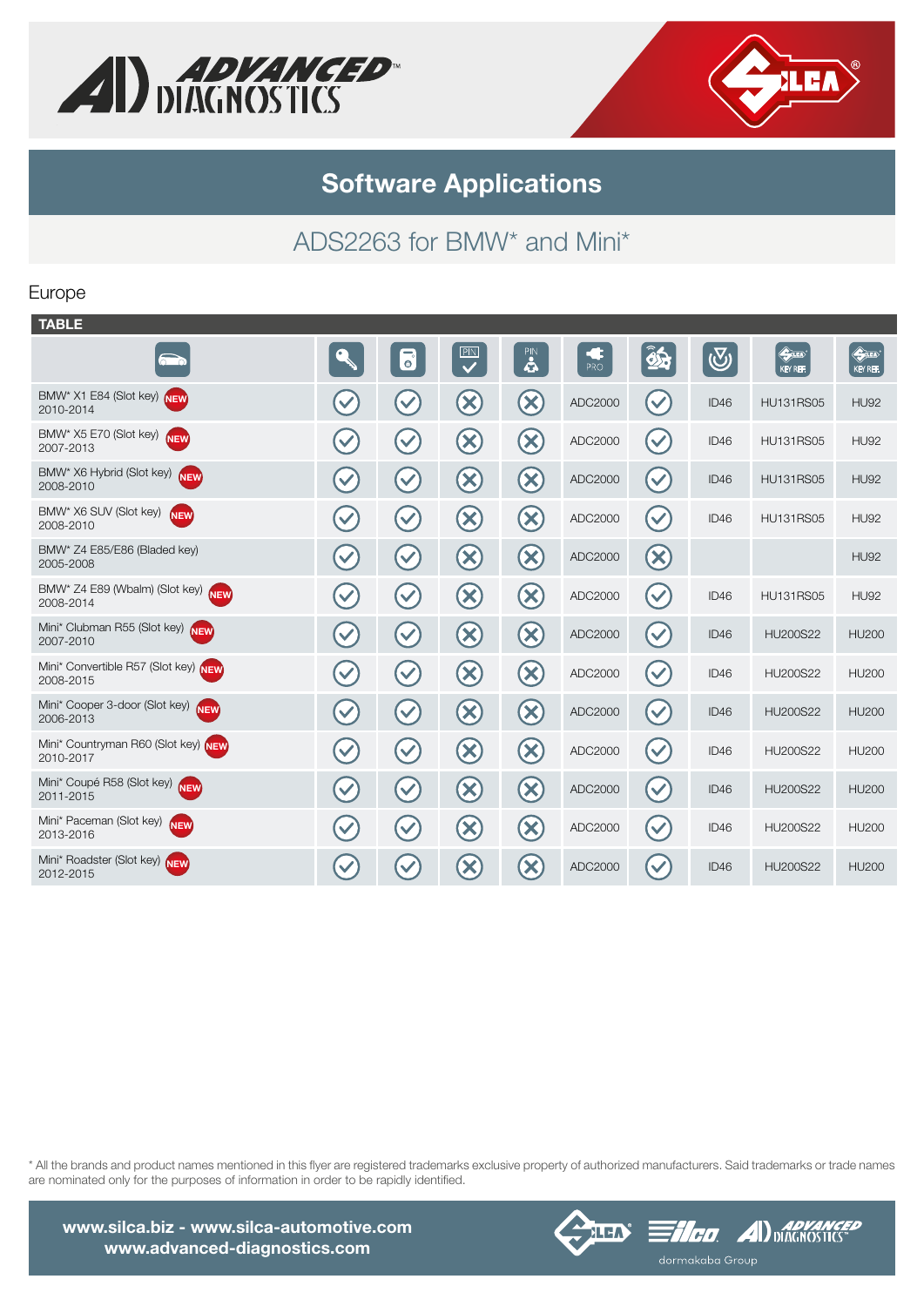## Software Applications

### ADS2263 for BMW* and Mini*

Europe

**TABLE**

| Vehicle | | | PIN | PIN | PRO | | | KEY REF. | KEY REF. |
|---|---|---|---|---|---|---|---|---|---|
| BMW* X1 E84 (Slot key) NEW 2010-2014 | ✓ | ✓ | ✗ | ✗ | ADC2000 | ✓ | ID46 | HU131RS05 | HU92 |
| BMW* X5 E70 (Slot key) NEW 2007-2013 | ✓ | ✓ | ✗ | ✗ | ADC2000 | ✓ | ID46 | HU131RS05 | HU92 |
| BMW* X6 Hybrid (Slot key) NEW 2008-2010 | ✓ | ✓ | ✗ | ✗ | ADC2000 | ✓ | ID46 | HU131RS05 | HU92 |
| BMW* X6 SUV (Slot key) NEW 2008-2010 | ✓ | ✓ | ✗ | ✗ | ADC2000 | ✓ | ID46 | HU131RS05 | HU92 |
| BMW* Z4 E85/E86 (Bladed key) 2005-2008 | ✓ | ✓ | ✗ | ✗ | ADC2000 | ✗ | | | HU92 |
| BMW* Z4 E89 (Wbalm) (Slot key) NEW 2008-2014 | ✓ | ✓ | ✗ | ✗ | ADC2000 | ✓ | ID46 | HU131RS05 | HU92 |
| Mini* Clubman R55 (Slot key) NEW 2007-2010 | ✓ | ✓ | ✗ | ✗ | ADC2000 | ✓ | ID46 | HU200S22 | HU200 |
| Mini* Convertible R57 (Slot key) NEW 2008-2015 | ✓ | ✓ | ✗ | ✗ | ADC2000 | ✓ | ID46 | HU200S22 | HU200 |
| Mini* Cooper 3-door (Slot key) NEW 2006-2013 | ✓ | ✓ | ✗ | ✗ | ADC2000 | ✓ | ID46 | HU200S22 | HU200 |
| Mini* Countryman R60 (Slot key) NEW 2010-2017 | ✓ | ✓ | ✗ | ✗ | ADC2000 | ✓ | ID46 | HU200S22 | HU200 |
| Mini* Coupé R58 (Slot key) NEW 2011-2015 | ✓ | ✓ | ✗ | ✗ | ADC2000 | ✓ | ID46 | HU200S22 | HU200 |
| Mini* Paceman (Slot key) NEW 2013-2016 | ✓ | ✓ | ✗ | ✗ | ADC2000 | ✓ | ID46 | HU200S22 | HU200 |
| Mini* Roadster (Slot key) NEW 2012-2015 | ✓ | ✓ | ✗ | ✗ | ADC2000 | ✓ | ID46 | HU200S22 | HU200 |

* All the brands and product names mentioned in this flyer are registered trademarks exclusive property of authorized manufacturers. Said trademarks or trade names are nominated only for the purposes of information in order to be rapidly identified.

www.silca.biz - www.silca-automotive.com
www.advanced-diagnostics.com

dormakaba Group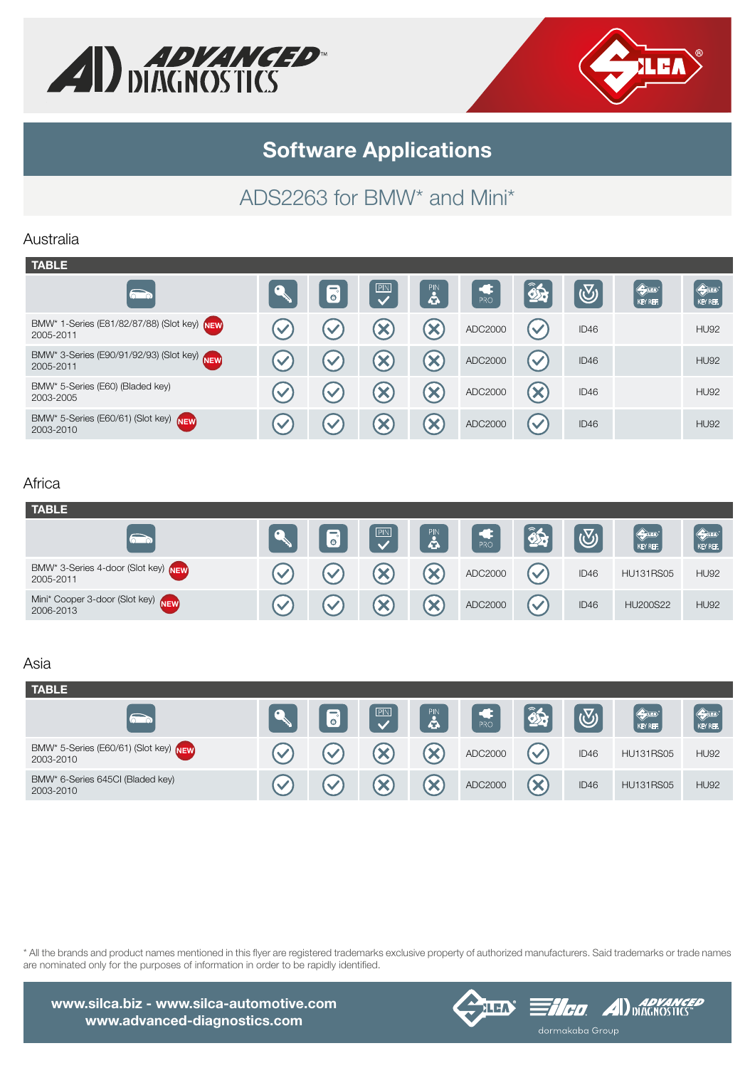# Software Applications

## ADS2263 for BMW* and Mini*

### Australia

TABLE

| | | | PIN | PIN | PRO | | | KEY REF | KEY REF |
|---|---|---|---|---|---|---|---|---|---|
| BMW* 1-Series (E81/82/87/88) (Slot key) NEW 2005-2011 | ✓ | ✓ | ✗ | ✗ | ADC2000 | ✓ | ID46 | | HU92 |
| BMW* 3-Series (E90/91/92/93) (Slot key) NEW 2005-2011 | ✓ | ✓ | ✗ | ✗ | ADC2000 | ✓ | ID46 | | HU92 |
| BMW* 5-Series (E60) (Bladed key) 2003-2005 | ✓ | ✓ | ✗ | ✗ | ADC2000 | ✗ | ID46 | | HU92 |
| BMW* 5-Series (E60/61) (Slot key) NEW 2003-2010 | ✓ | ✓ | ✗ | ✗ | ADC2000 | ✓ | ID46 | | HU92 |

### Africa

TABLE

| | | | PIN | PIN | PRO | | | KEY REF | KEY REF |
|---|---|---|---|---|---|---|---|---|---|
| BMW* 3-Series 4-door (Slot key) NEW 2005-2011 | ✓ | ✓ | ✗ | ✗ | ADC2000 | ✓ | ID46 | HU131RS05 | HU92 |
| Mini* Cooper 3-door (Slot key) NEW 2006-2013 | ✓ | ✓ | ✗ | ✗ | ADC2000 | ✓ | ID46 | HU200S22 | HU92 |

### Asia

TABLE

| | | | PIN | PIN | PRO | | | KEY REF | KEY REF |
|---|---|---|---|---|---|---|---|---|---|
| BMW* 5-Series (E60/61) (Slot key) NEW 2003-2010 | ✓ | ✓ | ✗ | ✗ | ADC2000 | ✓ | ID46 | HU131RS05 | HU92 |
| BMW* 6-Series 645CI (Bladed key) 2003-2010 | ✓ | ✓ | ✗ | ✗ | ADC2000 | ✗ | ID46 | HU131RS05 | HU92 |

* All the brands and product names mentioned in this flyer are registered trademarks exclusive property of authorized manufacturers. Said trademarks or trade names are nominated only for the purposes of information in order to be rapidly identified.

**www.silca.biz - www.silca-automotive.com**
**www.advanced-diagnostics.com**

dormakaba Group